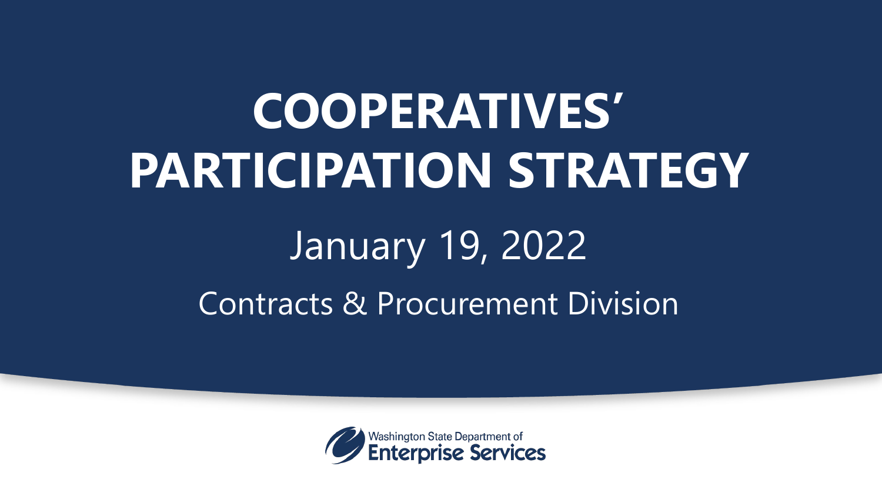# COOPERATIVES' PARTICIPATION STRATEGY

January 19, 2022

Contracts & Procurement Division

Washington State Department of Enterprise Services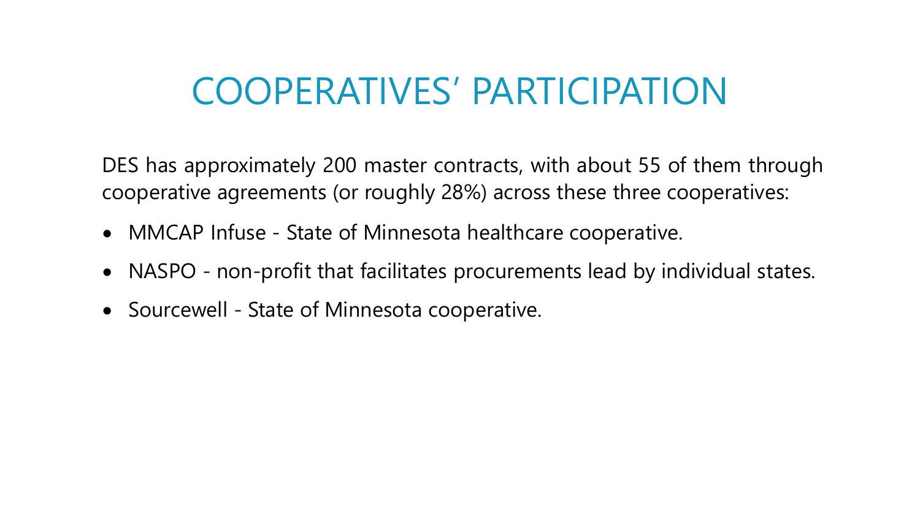# COOPERATIVES' PARTICIPATION

DES has approximately 200 master contracts, with about 55 of them through cooperative agreements (or roughly 28%) across these three cooperatives:

- MMCAP Infuse - State of Minnesota healthcare cooperative.
- NASPO - non-profit that facilitates procurements lead by individual states.
- Sourcewell - State of Minnesota cooperative.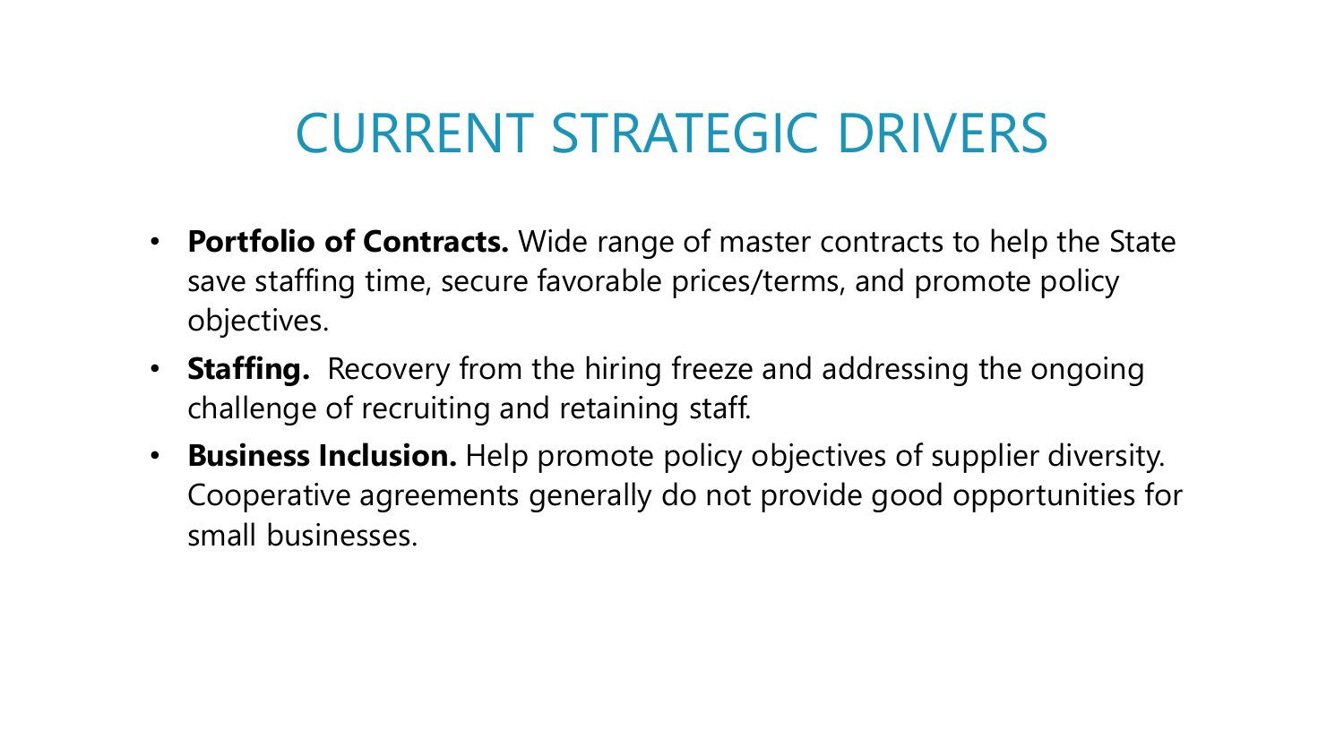# CURRENT STRATEGIC DRIVERS

- **Portfolio of Contracts.** Wide range of master contracts to help the State save staffing time, secure favorable prices/terms, and promote policy objectives.
- **Staffing.** Recovery from the hiring freeze and addressing the ongoing challenge of recruiting and retaining staff.
- **Business Inclusion.** Help promote policy objectives of supplier diversity. Cooperative agreements generally do not provide good opportunities for small businesses.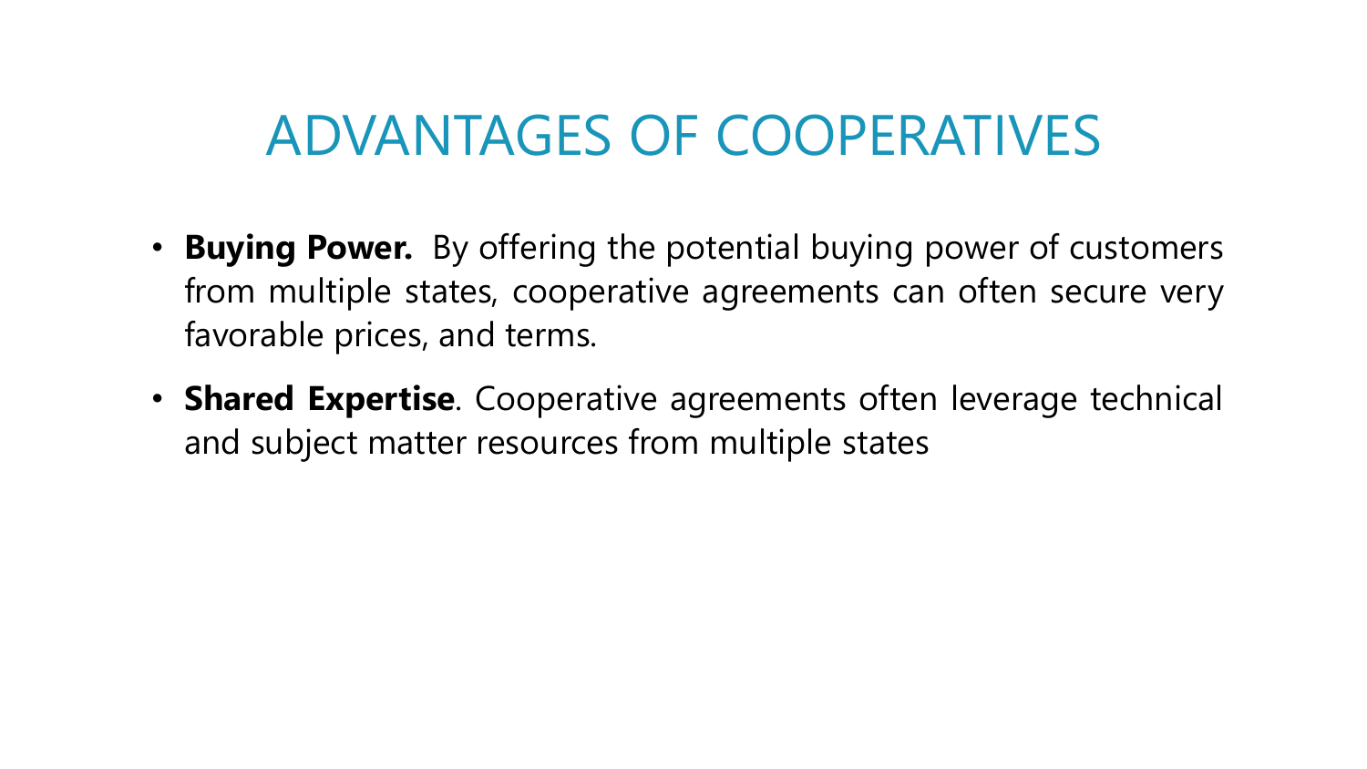# ADVANTAGES OF COOPERATIVES

- **Buying Power.** By offering the potential buying power of customers from multiple states, cooperative agreements can often secure very favorable prices, and terms.
- **Shared Expertise**. Cooperative agreements often leverage technical and subject matter resources from multiple states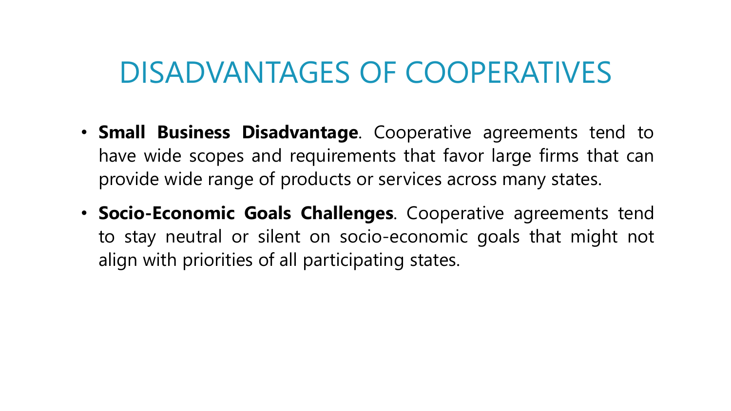# DISADVANTAGES OF COOPERATIVES

- **Small Business Disadvantage**. Cooperative agreements tend to have wide scopes and requirements that favor large firms that can provide wide range of products or services across many states.
- **Socio-Economic Goals Challenges**. Cooperative agreements tend to stay neutral or silent on socio-economic goals that might not align with priorities of all participating states.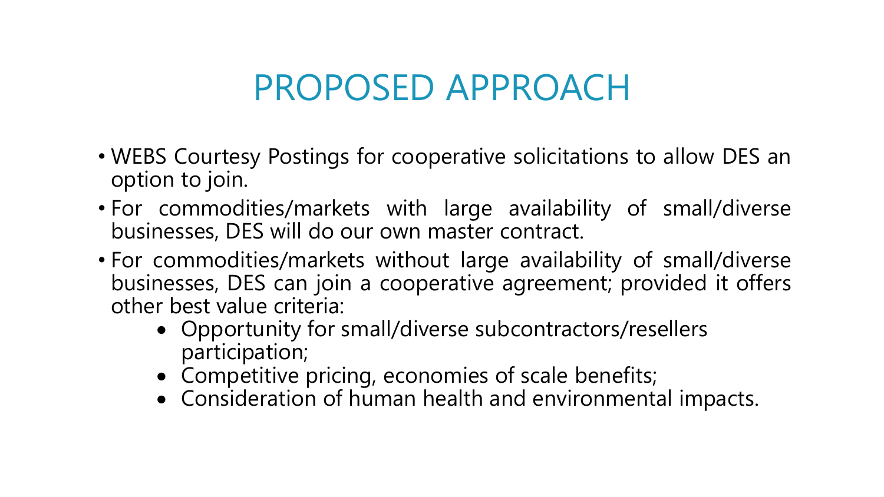# PROPOSED APPROACH

- WEBS Courtesy Postings for cooperative solicitations to allow DES an option to join.
- For commodities/markets with large availability of small/diverse businesses, DES will do our own master contract.
- For commodities/markets without large availability of small/diverse businesses, DES can join a cooperative agreement; provided it offers other best value criteria:
  - Opportunity for small/diverse subcontractors/resellers participation;
  - Competitive pricing, economies of scale benefits;
  - Consideration of human health and environmental impacts.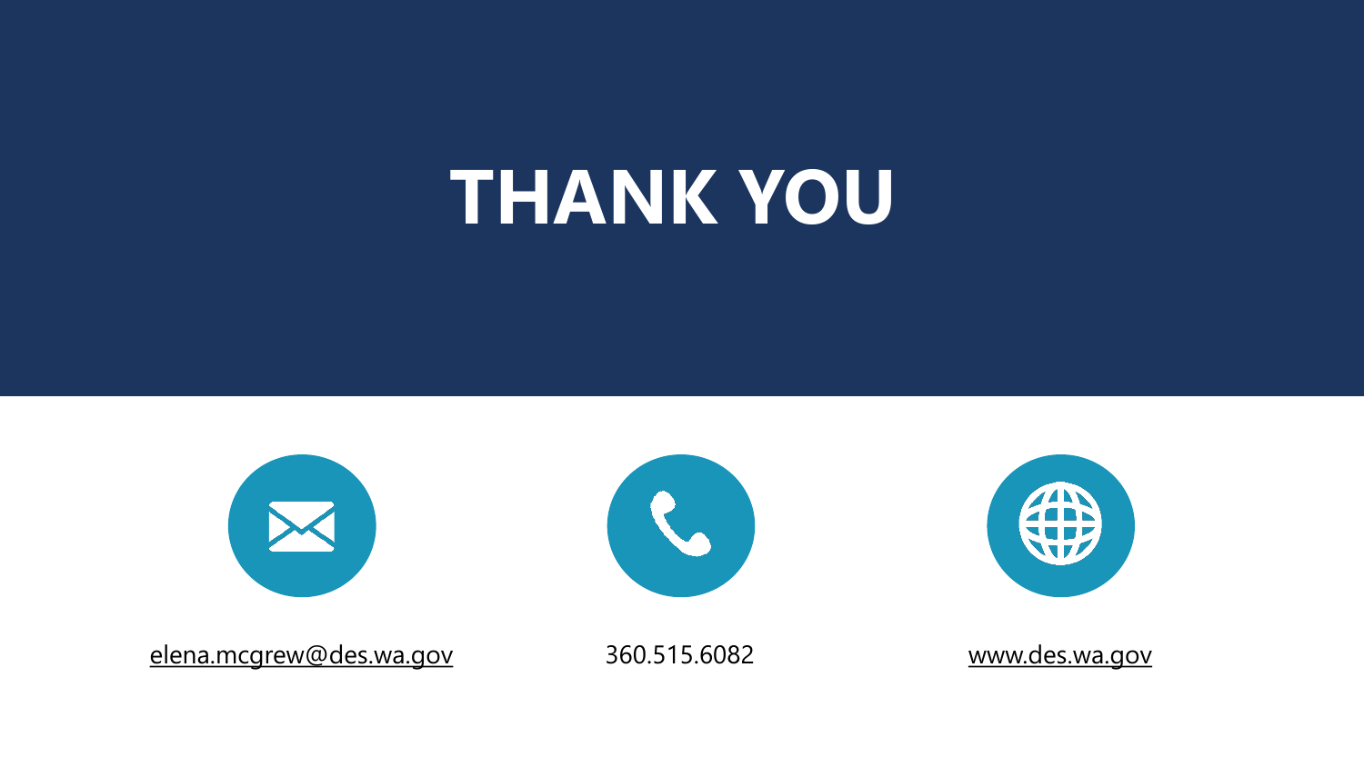# THANK YOU

elena.mcgrew@des.wa.gov

360.515.6082

www.des.wa.gov